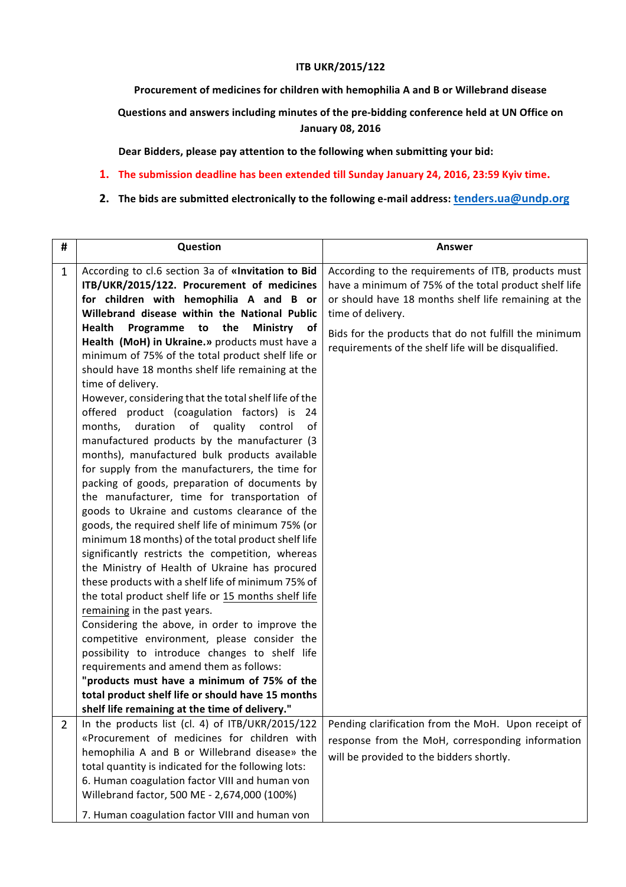**ITB UKR/2015/122**

**Procurement of medicines for children with hemophilia A and B or Willebrand disease**

**Questions and answers including minutes of the pre-bidding conference held at UN Office on January 08, 2016**

**Dear Bidders, please pay attention to the following when submitting your bid:**

1. **The submission deadline has been extended till Sunday January 24, 2016, 23:59 Kyiv time.**
2. **The bids are submitted electronically to the following e-mail address: tenders.ua@undp.org**

| # | Question | Answer |
|---|---|---|
| 1 | According to cl.6 section 3a of **«Invitation to Bid ITB/UKR/2015/122. Procurement of medicines for children with hemophilia A and B or Willebrand disease within the National Public Health Programme to the Ministry of Health (MoH) in Ukraine.»** products must have a minimum of 75% of the total product shelf life or should have 18 months shelf life remaining at the time of delivery.<br>However, considering that the total shelf life of the offered product (coagulation factors) is 24 months, duration of quality control of manufactured products by the manufacturer (3 months), manufactured bulk products available for supply from the manufacturers, the time for packing of goods, preparation of documents by the manufacturer, time for transportation of goods to Ukraine and customs clearance of the goods, the required shelf life of minimum 75% (or minimum 18 months) of the total product shelf life significantly restricts the competition, whereas the Ministry of Health of Ukraine has procured these products with a shelf life of minimum 75% of the total product shelf life or 15 months shelf life remaining in the past years.<br>Considering the above, in order to improve the competitive environment, please consider the possibility to introduce changes to shelf life requirements and amend them as follows: **"products must have a minimum of 75% of the total product shelf life or should have 15 months shelf life remaining at the time of delivery."** | According to the requirements of ITB, products must have a minimum of 75% of the total product shelf life or should have 18 months shelf life remaining at the time of delivery.<br>Bids for the products that do not fulfill the minimum requirements of the shelf life will be disqualified. |
| 2 | In the products list (cl. 4) of ITB/UKR/2015/122 «Procurement of medicines for children with hemophilia A and B or Willebrand disease» the total quantity is indicated for the following lots:<br>6. Human coagulation factor VIII and human von Willebrand factor, 500 ME - 2,674,000 (100%)<br>7. Human coagulation factor VIII and human von | Pending clarification from the MoH. Upon receipt of response from the MoH, corresponding information will be provided to the bidders shortly. |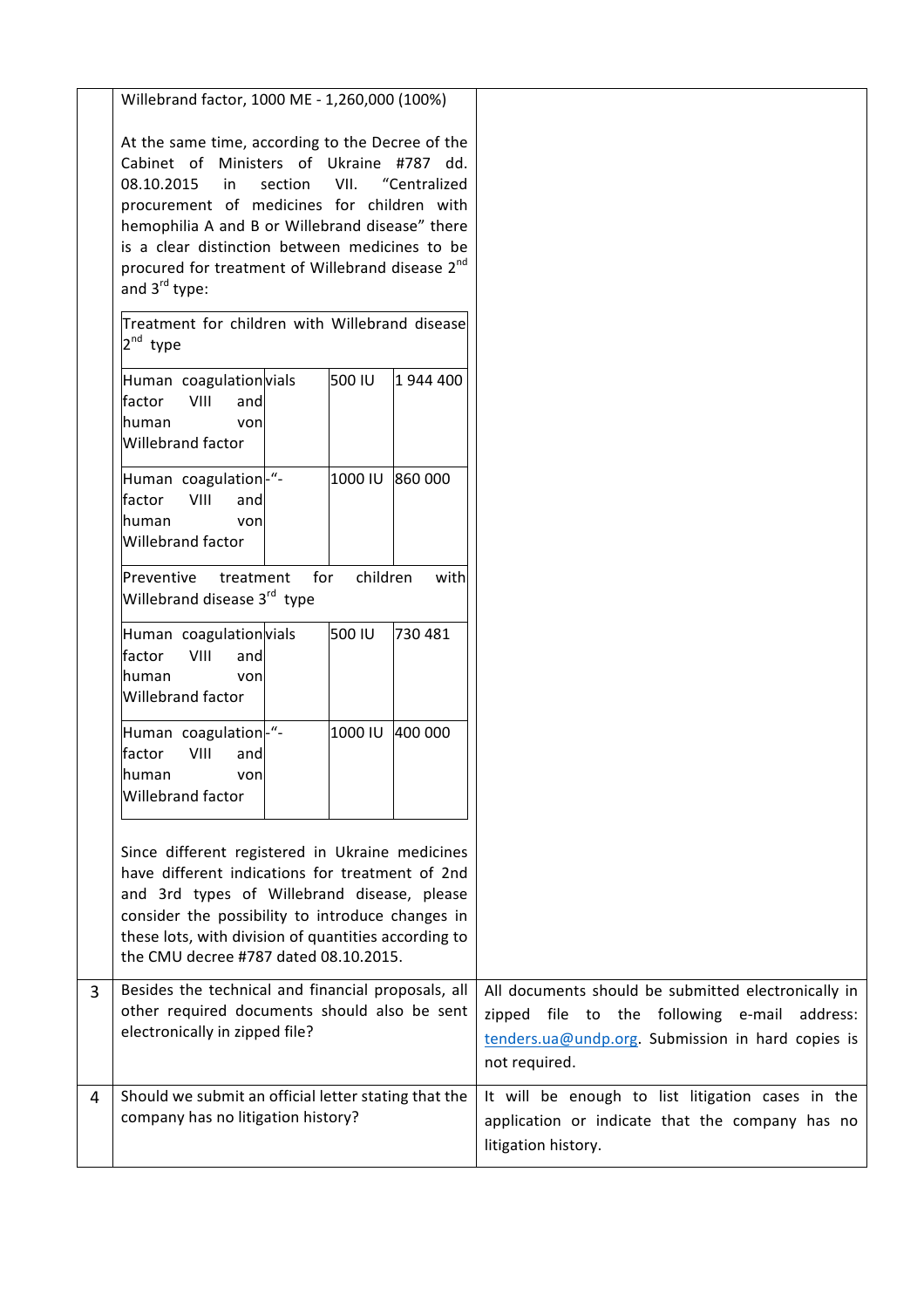| | | |
|---|---|---|
| | Willebrand factor, 1000 ME - 1,260,000 (100%)<br><br>At the same time, according to the Decree of the Cabinet of Ministers of Ukraine #787 dd. 08.10.2015 in section VII. "Centralized procurement of medicines for children with hemophilia A and B or Willebrand disease" there is a clear distinction between medicines to be procured for treatment of Willebrand disease 2nd and 3rd type:<br><br>**Treatment for children with Willebrand disease 2nd type**<br>Human coagulation factor VIII and human von Willebrand factor — vials — 500 IU — 1 944 400<br>Human coagulation factor VIII and human von Willebrand factor — -"- — 1000 IU — 860 000<br><br>**Preventive treatment for children with Willebrand disease 3rd type**<br>Human coagulation factor VIII and human von Willebrand factor — vials — 500 IU — 730 481<br>Human coagulation factor VIII and human von Willebrand factor — -"- — 1000 IU — 400 000<br><br>Since different registered in Ukraine medicines have different indications for treatment of 2nd and 3rd types of Willebrand disease, please consider the possibility to introduce changes in these lots, with division of quantities according to the CMU decree #787 dated 08.10.2015. | |
| 3 | Besides the technical and financial proposals, all other required documents should also be sent electronically in zipped file? | All documents should be submitted electronically in zipped file to the following e-mail address: tenders.ua@undp.org. Submission in hard copies is not required. |
| 4 | Should we submit an official letter stating that the company has no litigation history? | It will be enough to list litigation cases in the application or indicate that the company has no litigation history. |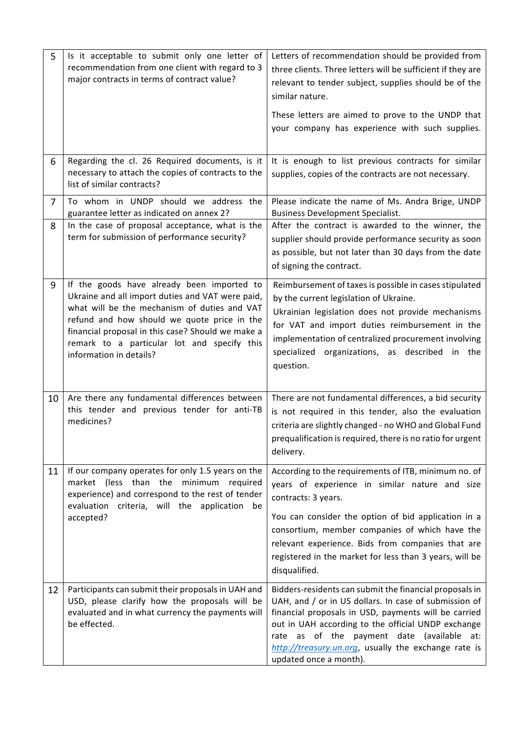| 5 | Is it acceptable to submit only one letter of recommendation from one client with regard to 3 major contracts in terms of contract value? | Letters of recommendation should be provided from three clients. Three letters will be sufficient if they are relevant to tender subject, supplies should be of the similar nature.<br><br>These letters are aimed to prove to the UNDP that your company has experience with such supplies. |
|---|---|---|
| 6 | Regarding the cl. 26 Required documents, is it necessary to attach the copies of contracts to the list of similar contracts? | It is enough to list previous contracts for similar supplies, copies of the contracts are not necessary. |
| 7 | To whom in UNDP should we address the guarantee letter as indicated on annex 2? | Please indicate the name of Ms. Andra Brige, UNDP Business Development Specialist. |
| 8 | In the case of proposal acceptance, what is the term for submission of performance security? | After the contract is awarded to the winner, the supplier should provide performance security as soon as possible, but not later than 30 days from the date of signing the contract. |
| 9 | If the goods have already been imported to Ukraine and all import duties and VAT were paid, what will be the mechanism of duties and VAT refund and how should we quote price in the financial proposal in this case? Should we make a remark to a particular lot and specify this information in details? | Reimbursement of taxes is possible in cases stipulated by the current legislation of Ukraine.<br>Ukrainian legislation does not provide mechanisms for VAT and import duties reimbursement in the implementation of centralized procurement involving specialized organizations, as described in the question. |
| 10 | Are there any fundamental differences between this tender and previous tender for anti-TB medicines? | There are not fundamental differences, a bid security is not required in this tender, also the evaluation criteria are slightly changed - no WHO and Global Fund prequalification is required, there is no ratio for urgent delivery. |
| 11 | If our company operates for only 1.5 years on the market (less than the minimum required experience) and correspond to the rest of tender evaluation criteria, will the application be accepted? | According to the requirements of ITB, minimum no. of years of experience in similar nature and size contracts: 3 years.<br><br>You can consider the option of bid application in a consortium, member companies of which have the relevant experience. Bids from companies that are registered in the market for less than 3 years, will be disqualified. |
| 12 | Participants can submit their proposals in UAH and USD, please clarify how the proposals will be evaluated and in what currency the payments will be effected. | Bidders-residents can submit the financial proposals in UAH, and / or in US dollars. In case of submission of financial proposals in USD, payments will be carried out in UAH according to the official UNDP exchange rate as of the payment date (available at: *http://treasury.un.org*, usually the exchange rate is updated once a month). |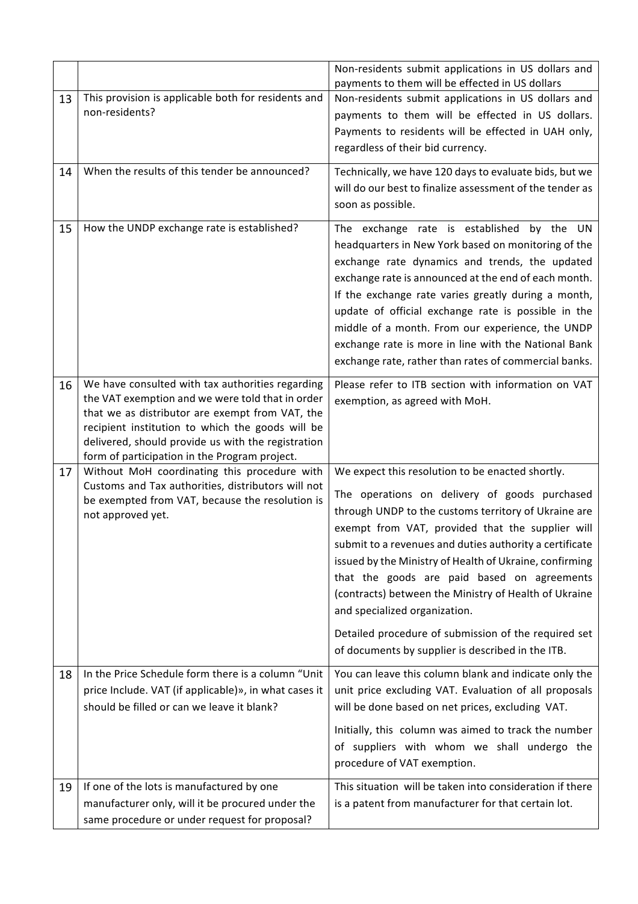| | | |
|---|---|---|
| | | Non-residents submit applications in US dollars and payments to them will be effected in US dollars |
| 13 | This provision is applicable both for residents and non-residents? | Non-residents submit applications in US dollars and payments to them will be effected in US dollars. Payments to residents will be effected in UAH only, regardless of their bid currency. |
| 14 | When the results of this tender be announced? | Technically, we have 120 days to evaluate bids, but we will do our best to finalize assessment of the tender as soon as possible. |
| 15 | How the UNDP exchange rate is established? | The exchange rate is established by the UN headquarters in New York based on monitoring of the exchange rate dynamics and trends, the updated exchange rate is announced at the end of each month. If the exchange rate varies greatly during a month, update of official exchange rate is possible in the middle of a month. From our experience, the UNDP exchange rate is more in line with the National Bank exchange rate, rather than rates of commercial banks. |
| 16 | We have consulted with tax authorities regarding the VAT exemption and we were told that in order that we as distributor are exempt from VAT, the recipient institution to which the goods will be delivered, should provide us with the registration form of participation in the Program project. | Please refer to ITB section with information on VAT exemption, as agreed with MoH. |
| 17 | Without MoH coordinating this procedure with Customs and Tax authorities, distributors will not be exempted from VAT, because the resolution is not approved yet. | We expect this resolution to be enacted shortly.<br><br>The operations on delivery of goods purchased through UNDP to the customs territory of Ukraine are exempt from VAT, provided that the supplier will submit to a revenues and duties authority a certificate issued by the Ministry of Health of Ukraine, confirming that the goods are paid based on agreements (contracts) between the Ministry of Health of Ukraine and specialized organization.<br><br>Detailed procedure of submission of the required set of documents by supplier is described in the ITB. |
| 18 | In the Price Schedule form there is a column "Unit price Include. VAT (if applicable)», in what cases it should be filled or can we leave it blank? | You can leave this column blank and indicate only the unit price excluding VAT. Evaluation of all proposals will be done based on net prices, excluding VAT.<br><br>Initially, this column was aimed to track the number of suppliers with whom we shall undergo the procedure of VAT exemption. |
| 19 | If one of the lots is manufactured by one manufacturer only, will it be procured under the same procedure or under request for proposal? | This situation will be taken into consideration if there is a patent from manufacturer for that certain lot. |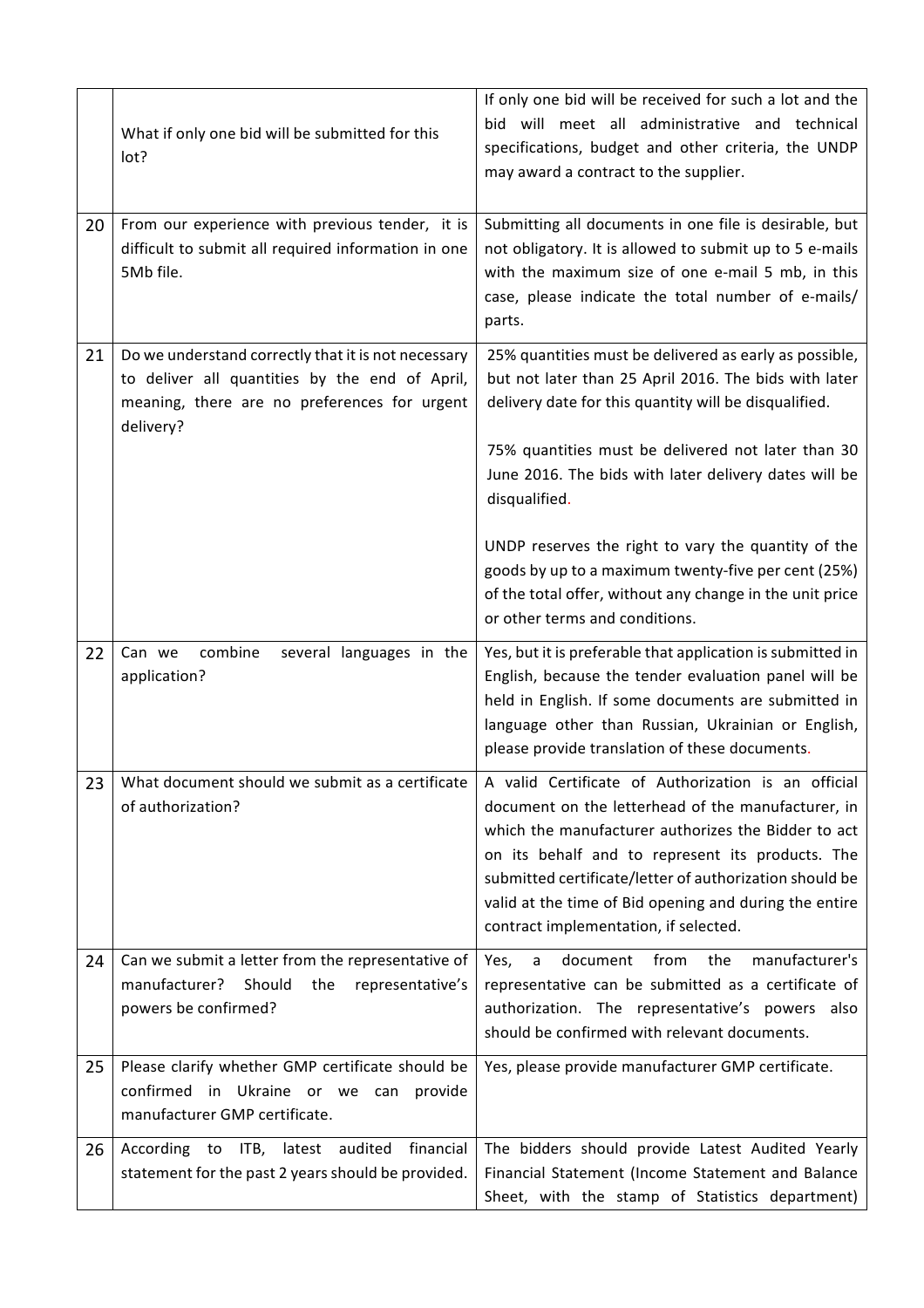| | | |
|---|---|---|
| | What if only one bid will be submitted for this lot? | If only one bid will be received for such a lot and the bid will meet all administrative and technical specifications, budget and other criteria, the UNDP may award a contract to the supplier. |
| 20 | From our experience with previous tender, it is difficult to submit all required information in one 5Mb file. | Submitting all documents in one file is desirable, but not obligatory. It is allowed to submit up to 5 e-mails with the maximum size of one e-mail 5 mb, in this case, please indicate the total number of e-mails/ parts. |
| 21 | Do we understand correctly that it is not necessary to deliver all quantities by the end of April, meaning, there are no preferences for urgent delivery? | 25% quantities must be delivered as early as possible, but not later than 25 April 2016. The bids with later delivery date for this quantity will be disqualified.<br><br>75% quantities must be delivered not later than 30 June 2016. The bids with later delivery dates will be disqualified.<br><br>UNDP reserves the right to vary the quantity of the goods by up to a maximum twenty-five per cent (25%) of the total offer, without any change in the unit price or other terms and conditions. |
| 22 | Can we combine several languages in the application? | Yes, but it is preferable that application is submitted in English, because the tender evaluation panel will be held in English. If some documents are submitted in language other than Russian, Ukrainian or English, please provide translation of these documents. |
| 23 | What document should we submit as a certificate of authorization? | A valid Certificate of Authorization is an official document on the letterhead of the manufacturer, in which the manufacturer authorizes the Bidder to act on its behalf and to represent its products. The submitted certificate/letter of authorization should be valid at the time of Bid opening and during the entire contract implementation, if selected. |
| 24 | Can we submit a letter from the representative of manufacturer? Should the representative's powers be confirmed? | Yes, a document from the manufacturer's representative can be submitted as a certificate of authorization. The representative's powers also should be confirmed with relevant documents. |
| 25 | Please clarify whether GMP certificate should be confirmed in Ukraine or we can provide manufacturer GMP certificate. | Yes, please provide manufacturer GMP certificate. |
| 26 | According to ITB, latest audited financial statement for the past 2 years should be provided. | The bidders should provide Latest Audited Yearly Financial Statement (Income Statement and Balance Sheet, with the stamp of Statistics department) |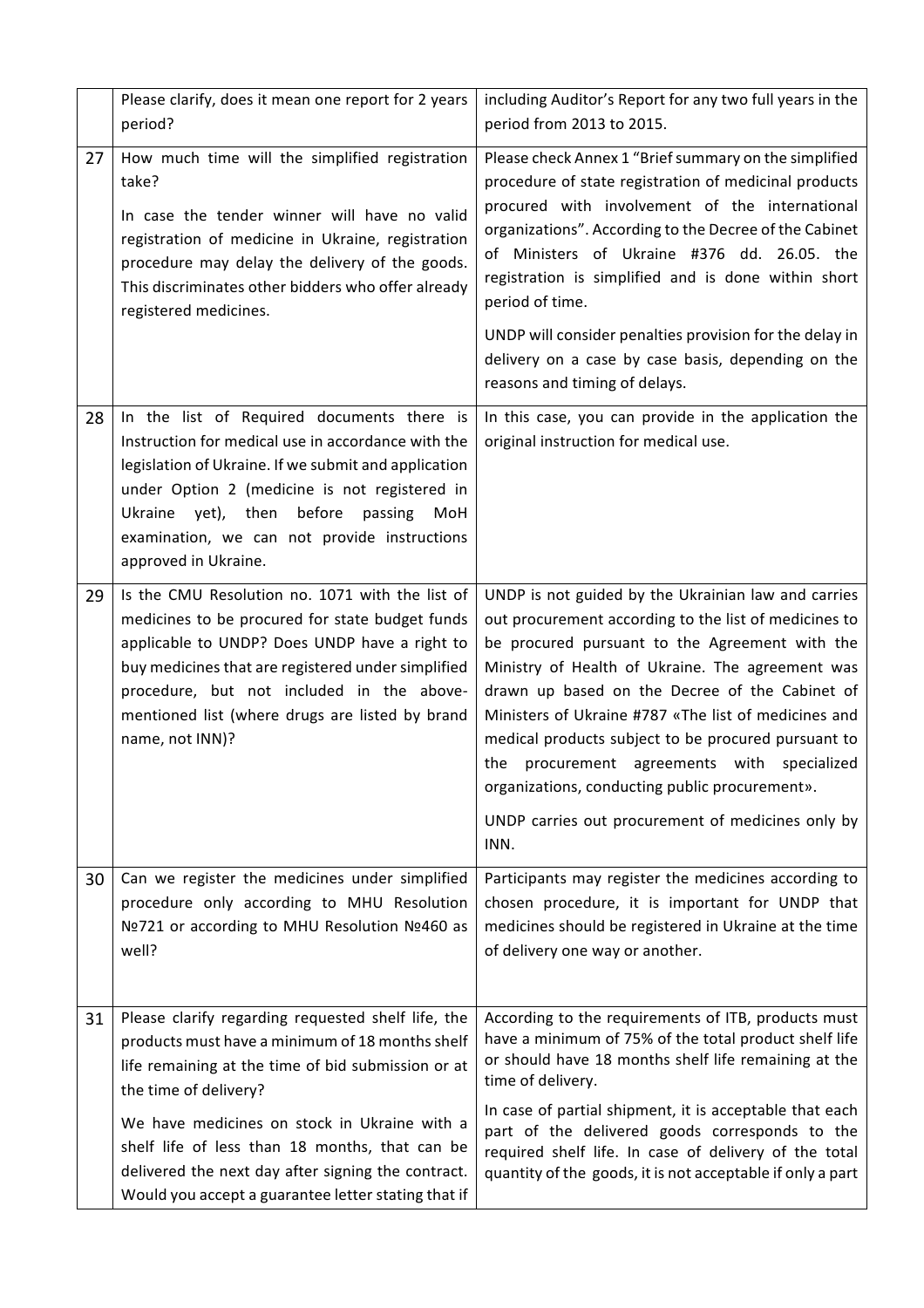| | | |
|---|---|---|
| | Please clarify, does it mean one report for 2 years period? | including Auditor's Report for any two full years in the period from 2013 to 2015. |
| 27 | How much time will the simplified registration take?<br><br>In case the tender winner will have no valid registration of medicine in Ukraine, registration procedure may delay the delivery of the goods. This discriminates other bidders who offer already registered medicines. | Please check Annex 1 "Brief summary on the simplified procedure of state registration of medicinal products procured with involvement of the international organizations". According to the Decree of the Cabinet of Ministers of Ukraine #376 dd. 26.05. the registration is simplified and is done within short period of time.<br><br>UNDP will consider penalties provision for the delay in delivery on a case by case basis, depending on the reasons and timing of delays. |
| 28 | In the list of Required documents there is Instruction for medical use in accordance with the legislation of Ukraine. If we submit and application under Option 2 (medicine is not registered in Ukraine yet), then before passing MoH examination, we can not provide instructions approved in Ukraine. | In this case, you can provide in the application the original instruction for medical use. |
| 29 | Is the CMU Resolution no. 1071 with the list of medicines to be procured for state budget funds applicable to UNDP? Does UNDP have a right to buy medicines that are registered under simplified procedure, but not included in the above-mentioned list (where drugs are listed by brand name, not INN)? | UNDP is not guided by the Ukrainian law and carries out procurement according to the list of medicines to be procured pursuant to the Agreement with the Ministry of Health of Ukraine. The agreement was drawn up based on the Decree of the Cabinet of Ministers of Ukraine #787 «The list of medicines and medical products subject to be procured pursuant to the procurement agreements with specialized organizations, conducting public procurement».<br><br>UNDP carries out procurement of medicines only by INN. |
| 30 | Can we register the medicines under simplified procedure only according to MHU Resolution №721 or according to MHU Resolution №460 as well? | Participants may register the medicines according to chosen procedure, it is important for UNDP that medicines should be registered in Ukraine at the time of delivery one way or another. |
| 31 | Please clarify regarding requested shelf life, the products must have a minimum of 18 months shelf life remaining at the time of bid submission or at the time of delivery?<br><br>We have medicines on stock in Ukraine with a shelf life of less than 18 months, that can be delivered the next day after signing the contract. Would you accept a guarantee letter stating that if | According to the requirements of ITB, products must have a minimum of 75% of the total product shelf life or should have 18 months shelf life remaining at the time of delivery.<br><br>In case of partial shipment, it is acceptable that each part of the delivered goods corresponds to the required shelf life. In case of delivery of the total quantity of the goods, it is not acceptable if only a part |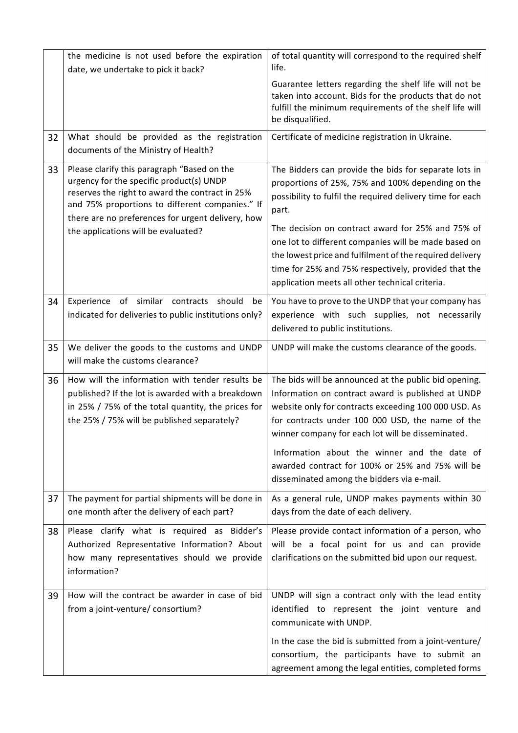| | | |
|---|---|---|
| | the medicine is not used before the expiration date, we undertake to pick it back? | of total quantity will correspond to the required shelf life.<br><br>Guarantee letters regarding the shelf life will not be taken into account. Bids for the products that do not fulfill the minimum requirements of the shelf life will be disqualified. |
| 32 | What should be provided as the registration documents of the Ministry of Health? | Certificate of medicine registration in Ukraine. |
| 33 | Please clarify this paragraph "Based on the urgency for the specific product(s) UNDP reserves the right to award the contract in 25% and 75% proportions to different companies." If there are no preferences for urgent delivery, how the applications will be evaluated? | The Bidders can provide the bids for separate lots in proportions of 25%, 75% and 100% depending on the possibility to fulfil the required delivery time for each part.<br><br>The decision on contract award for 25% and 75% of one lot to different companies will be made based on the lowest price and fulfilment of the required delivery time for 25% and 75% respectively, provided that the application meets all other technical criteria. |
| 34 | Experience of similar contracts should be indicated for deliveries to public institutions only? | You have to prove to the UNDP that your company has experience with such supplies, not necessarily delivered to public institutions. |
| 35 | We deliver the goods to the customs and UNDP will make the customs clearance? | UNDP will make the customs clearance of the goods. |
| 36 | How will the information with tender results be published? If the lot is awarded with a breakdown in 25% / 75% of the total quantity, the prices for the 25% / 75% will be published separately? | The bids will be announced at the public bid opening. Information on contract award is published at UNDP website only for contracts exceeding 100 000 USD. As for contracts under 100 000 USD, the name of the winner company for each lot will be disseminated.<br><br>Information about the winner and the date of awarded contract for 100% or 25% and 75% will be disseminated among the bidders via e-mail. |
| 37 | The payment for partial shipments will be done in one month after the delivery of each part? | As a general rule, UNDP makes payments within 30 days from the date of each delivery. |
| 38 | Please clarify what is required as Bidder's Authorized Representative Information? About how many representatives should we provide information? | Please provide contact information of a person, who will be a focal point for us and can provide clarifications on the submitted bid upon our request. |
| 39 | How will the contract be awarder in case of bid from a joint-venture/ consortium? | UNDP will sign a contract only with the lead entity identified to represent the joint venture and communicate with UNDP.<br><br>In the case the bid is submitted from a joint-venture/ consortium, the participants have to submit an agreement among the legal entities, completed forms |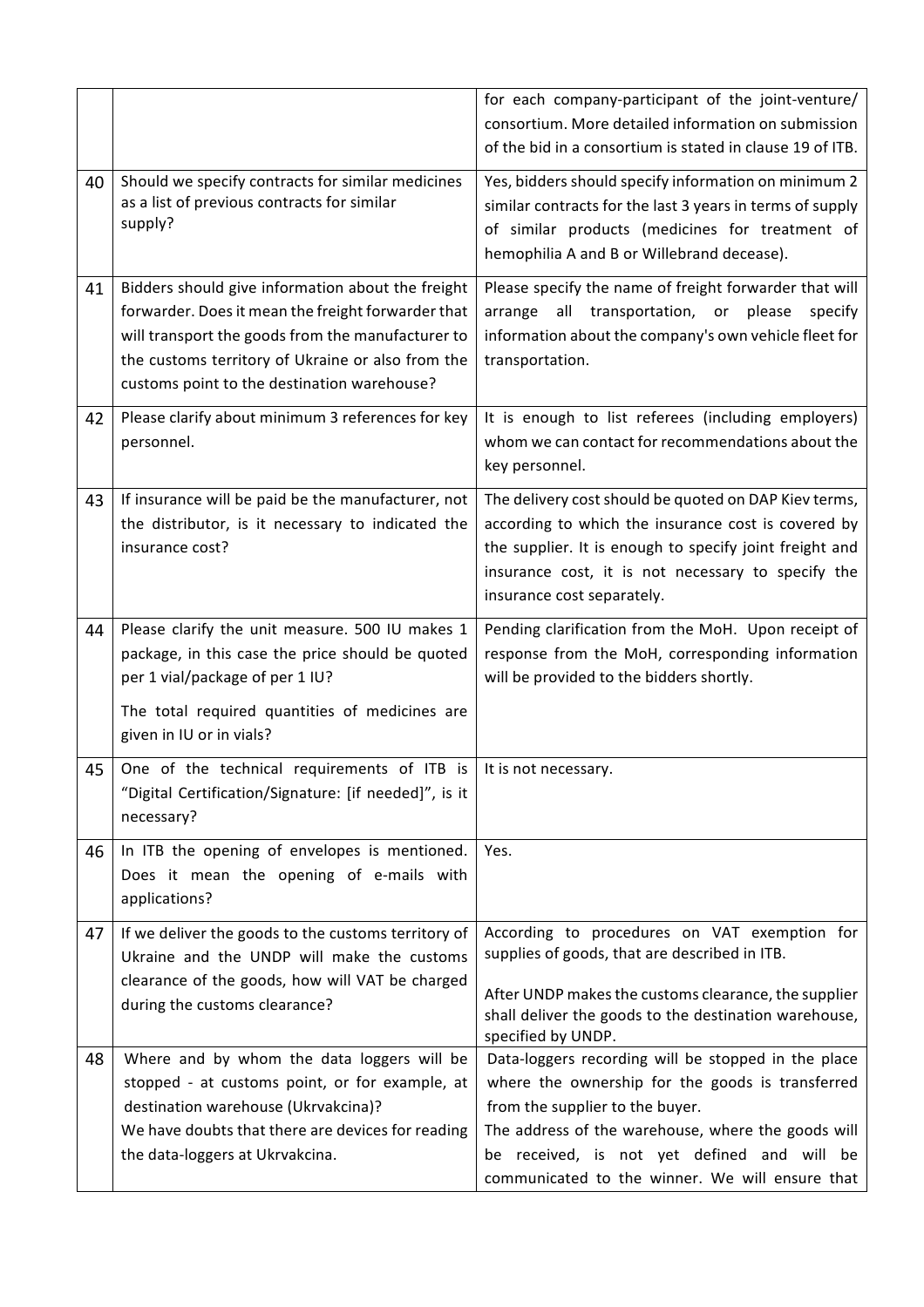| | | |
|---|---|---|
| | | for each company-participant of the joint-venture/ consortium. More detailed information on submission of the bid in a consortium is stated in clause 19 of ITB. |
| 40 | Should we specify contracts for similar medicines as a list of previous contracts for similar supply? | Yes, bidders should specify information on minimum 2 similar contracts for the last 3 years in terms of supply of similar products (medicines for treatment of hemophilia A and B or Willebrand decease). |
| 41 | Bidders should give information about the freight forwarder. Does it mean the freight forwarder that will transport the goods from the manufacturer to the customs territory of Ukraine or also from the customs point to the destination warehouse? | Please specify the name of freight forwarder that will arrange all transportation, or please specify information about the company's own vehicle fleet for transportation. |
| 42 | Please clarify about minimum 3 references for key personnel. | It is enough to list referees (including employers) whom we can contact for recommendations about the key personnel. |
| 43 | If insurance will be paid be the manufacturer, not the distributor, is it necessary to indicated the insurance cost? | The delivery cost should be quoted on DAP Kiev terms, according to which the insurance cost is covered by the supplier. It is enough to specify joint freight and insurance cost, it is not necessary to specify the insurance cost separately. |
| 44 | Please clarify the unit measure. 500 IU makes 1 package, in this case the price should be quoted per 1 vial/package of per 1 IU?<br><br>The total required quantities of medicines are given in IU or in vials? | Pending clarification from the MoH. Upon receipt of response from the MoH, corresponding information will be provided to the bidders shortly. |
| 45 | One of the technical requirements of ITB is "Digital Certification/Signature: [if needed]", is it necessary? | It is not necessary. |
| 46 | In ITB the opening of envelopes is mentioned. Does it mean the opening of e-mails with applications? | Yes. |
| 47 | If we deliver the goods to the customs territory of Ukraine and the UNDP will make the customs clearance of the goods, how will VAT be charged during the customs clearance? | According to procedures on VAT exemption for supplies of goods, that are described in ITB.<br><br>After UNDP makes the customs clearance, the supplier shall deliver the goods to the destination warehouse, specified by UNDP. |
| 48 | Where and by whom the data loggers will be stopped - at customs point, or for example, at destination warehouse (Ukrvakcina)?<br>We have doubts that there are devices for reading the data-loggers at Ukrvakcina. | Data-loggers recording will be stopped in the place where the ownership for the goods is transferred from the supplier to the buyer.<br>The address of the warehouse, where the goods will be received, is not yet defined and will be communicated to the winner. We will ensure that |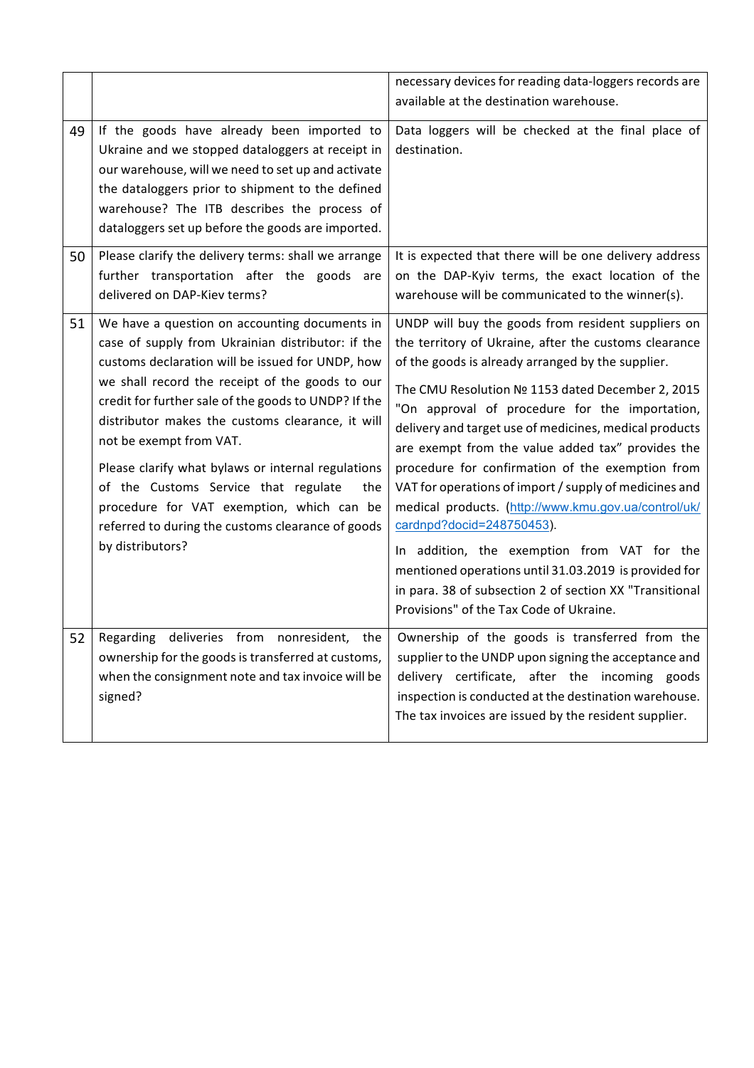| | | |
|---|---|---|
| | | necessary devices for reading data-loggers records are available at the destination warehouse. |
| 49 | If the goods have already been imported to Ukraine and we stopped dataloggers at receipt in our warehouse, will we need to set up and activate the dataloggers prior to shipment to the defined warehouse? The ITB describes the process of dataloggers set up before the goods are imported. | Data loggers will be checked at the final place of destination. |
| 50 | Please clarify the delivery terms: shall we arrange further transportation after the goods are delivered on DAP-Kiev terms? | It is expected that there will be one delivery address on the DAP-Kyiv terms, the exact location of the warehouse will be communicated to the winner(s). |
| 51 | We have a question on accounting documents in case of supply from Ukrainian distributor: if the customs declaration will be issued for UNDP, how we shall record the receipt of the goods to our credit for further sale of the goods to UNDP? If the distributor makes the customs clearance, it will not be exempt from VAT.<br><br>Please clarify what bylaws or internal regulations of the Customs Service that regulate the procedure for VAT exemption, which can be referred to during the customs clearance of goods by distributors? | UNDP will buy the goods from resident suppliers on the territory of Ukraine, after the customs clearance of the goods is already arranged by the supplier.<br><br>The CMU Resolution № 1153 dated December 2, 2015 "On approval of procedure for the importation, delivery and target use of medicines, medical products are exempt from the value added tax" provides the procedure for confirmation of the exemption from VAT for operations of import / supply of medicines and medical products. (http://www.kmu.gov.ua/control/uk/cardnpd?docid=248750453).<br><br>In addition, the exemption from VAT for the mentioned operations until 31.03.2019 is provided for in para. 38 of subsection 2 of section XX "Transitional Provisions" of the Tax Code of Ukraine. |
| 52 | Regarding deliveries from nonresident, the ownership for the goods is transferred at customs, when the consignment note and tax invoice will be signed? | Ownership of the goods is transferred from the supplier to the UNDP upon signing the acceptance and delivery certificate, after the incoming goods inspection is conducted at the destination warehouse. The tax invoices are issued by the resident supplier. |